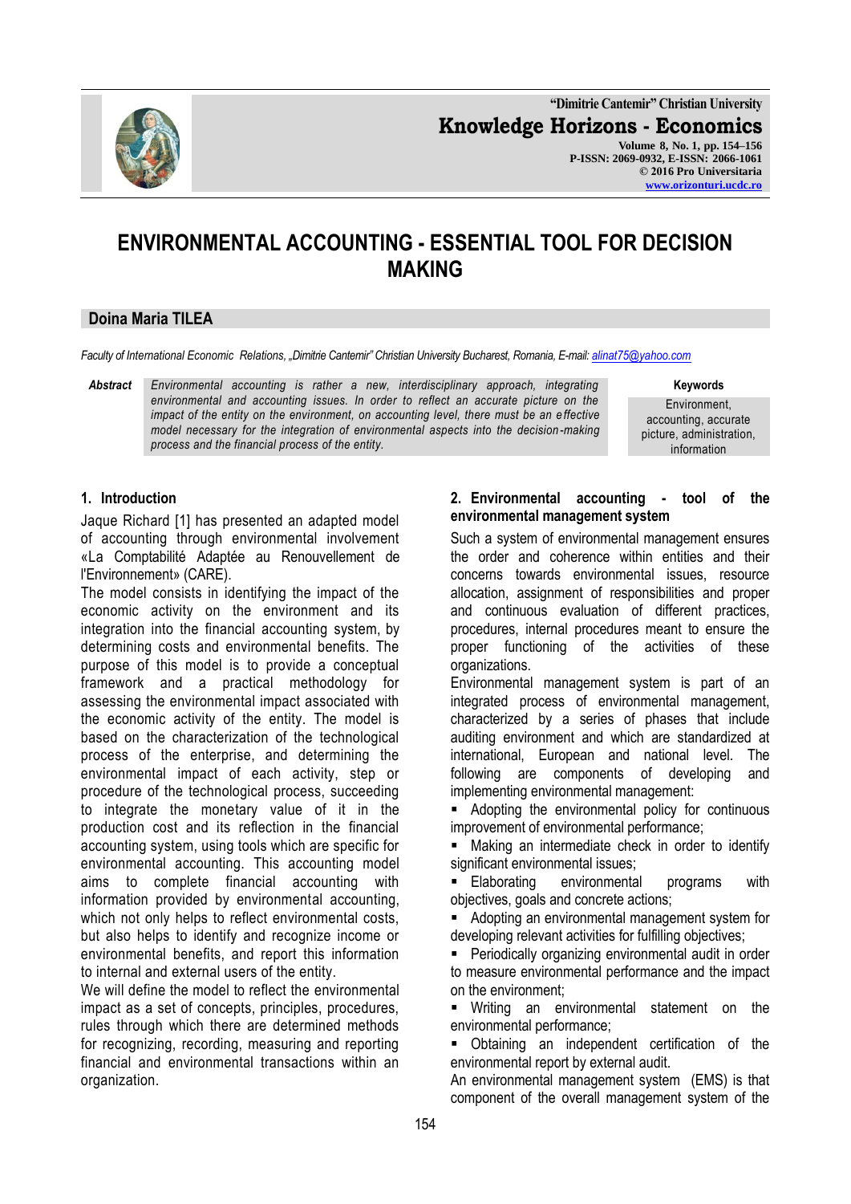# ENVIRONMENTAL ACCOUNTING - ESSENTIAL TOOL FOR DECISION MAKING

**Doina Maria TILEA**

*Faculty of International Economic Relations, „Dimitrie Cantemir" Christian University Bucharest, Romania, E-mail: alinat75@yahoo.com*

***Abstract*** *Environmental accounting is rather a new, interdisciplinary approach, integrating environmental and accounting issues. In order to reflect an accurate picture on the impact of the entity on the environment, on accounting level, there must be an effective model necessary for the integration of environmental aspects into the decision-making process and the financial process of the entity.*

**Keywords**
Environment, accounting, accurate picture, administration, information

## 1. Introduction

Jaque Richard [1] has presented an adapted model of accounting through environmental involvement «La Comptabilité Adaptée au Renouvellement de l'Environnement» (CARE).

The model consists in identifying the impact of the economic activity on the environment and its integration into the financial accounting system, by determining costs and environmental benefits. The purpose of this model is to provide a conceptual framework and a practical methodology for assessing the environmental impact associated with the economic activity of the entity. The model is based on the characterization of the technological process of the enterprise, and determining the environmental impact of each activity, step or procedure of the technological process, succeeding to integrate the monetary value of it in the production cost and its reflection in the financial accounting system, using tools which are specific for environmental accounting. This accounting model aims to complete financial accounting with information provided by environmental accounting, which not only helps to reflect environmental costs, but also helps to identify and recognize income or environmental benefits, and report this information to internal and external users of the entity.

We will define the model to reflect the environmental impact as a set of concepts, principles, procedures, rules through which there are determined methods for recognizing, recording, measuring and reporting financial and environmental transactions within an organization.

## 2. Environmental accounting - tool of the environmental management system

Such a system of environmental management ensures the order and coherence within entities and their concerns towards environmental issues, resource allocation, assignment of responsibilities and proper and continuous evaluation of different practices, procedures, internal procedures meant to ensure the proper functioning of the activities of these organizations.

Environmental management system is part of an integrated process of environmental management, characterized by a series of phases that include auditing environment and which are standardized at international, European and national level. The following are components of developing and implementing environmental management:

- Adopting the environmental policy for continuous improvement of environmental performance;
- Making an intermediate check in order to identify significant environmental issues;
- Elaborating environmental programs with objectives, goals and concrete actions;
- Adopting an environmental management system for developing relevant activities for fulfilling objectives;
- Periodically organizing environmental audit in order to measure environmental performance and the impact on the environment;
- Writing an environmental statement on the environmental performance;
- Obtaining an independent certification of the environmental report by external audit.

An environmental management system (EMS) is that component of the overall management system of the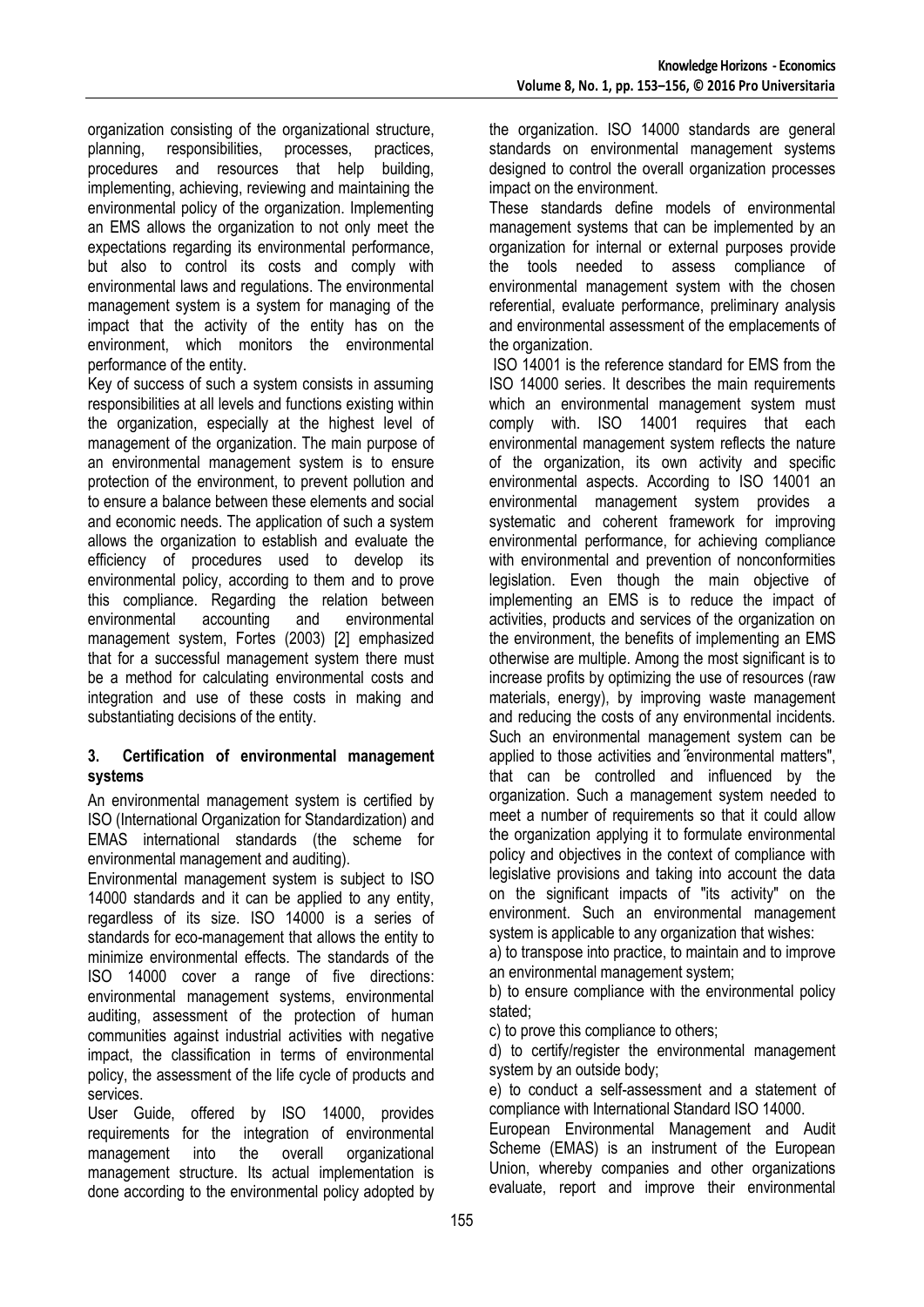organization consisting of the organizational structure, planning, responsibilities, processes, practices, procedures and resources that help building, implementing, achieving, reviewing and maintaining the environmental policy of the organization. Implementing an EMS allows the organization to not only meet the expectations regarding its environmental performance, but also to control its costs and comply with environmental laws and regulations. The environmental management system is a system for managing of the impact that the activity of the entity has on the environment, which monitors the environmental performance of the entity.

Key of success of such a system consists in assuming responsibilities at all levels and functions existing within the organization, especially at the highest level of management of the organization. The main purpose of an environmental management system is to ensure protection of the environment, to prevent pollution and to ensure a balance between these elements and social and economic needs. The application of such a system allows the organization to establish and evaluate the efficiency of procedures used to develop its environmental policy, according to them and to prove this compliance. Regarding the relation between environmental accounting and environmental management system, Fortes (2003) [2] emphasized that for a successful management system there must be a method for calculating environmental costs and integration and use of these costs in making and substantiating decisions of the entity.

## 3. Certification of environmental management systems

An environmental management system is certified by ISO (International Organization for Standardization) and EMAS international standards (the scheme for environmental management and auditing).

Environmental management system is subject to ISO 14000 standards and it can be applied to any entity, regardless of its size. ISO 14000 is a series of standards for eco-management that allows the entity to minimize environmental effects. The standards of the ISO 14000 cover a range of five directions: environmental management systems, environmental auditing, assessment of the protection of human communities against industrial activities with negative impact, the classification in terms of environmental policy, the assessment of the life cycle of products and services.

User Guide, offered by ISO 14000, provides requirements for the integration of environmental management into the overall organizational management structure. Its actual implementation is done according to the environmental policy adopted by the organization. ISO 14000 standards are general standards on environmental management systems designed to control the overall organization processes impact on the environment.

These standards define models of environmental management systems that can be implemented by an organization for internal or external purposes provide the tools needed to assess compliance of environmental management system with the chosen referential, evaluate performance, preliminary analysis and environmental assessment of the emplacements of the organization.

ISO 14001 is the reference standard for EMS from the ISO 14000 series. It describes the main requirements which an environmental management system must comply with. ISO 14001 requires that each environmental management system reflects the nature of the organization, its own activity and specific environmental aspects. According to ISO 14001 an environmental management system provides a systematic and coherent framework for improving environmental performance, for achieving compliance with environmental and prevention of nonconformities legislation. Even though the main objective of implementing an EMS is to reduce the impact of activities, products and services of the organization on the environment, the benefits of implementing an EMS otherwise are multiple. Among the most significant is to increase profits by optimizing the use of resources (raw materials, energy), by improving waste management and reducing the costs of any environmental incidents. Such an environmental management system can be applied to those activities and ˝environmental matters", that can be controlled and influenced by the organization. Such a management system needed to meet a number of requirements so that it could allow the organization applying it to formulate environmental policy and objectives in the context of compliance with legislative provisions and taking into account the data on the significant impacts of "its activity" on the environment. Such an environmental management system is applicable to any organization that wishes:

a) to transpose into practice, to maintain and to improve an environmental management system;

b) to ensure compliance with the environmental policy stated;

c) to prove this compliance to others;

d) to certify/register the environmental management system by an outside body;

e) to conduct a self-assessment and a statement of compliance with International Standard ISO 14000.

European Environmental Management and Audit Scheme (EMAS) is an instrument of the European Union, whereby companies and other organizations evaluate, report and improve their environmental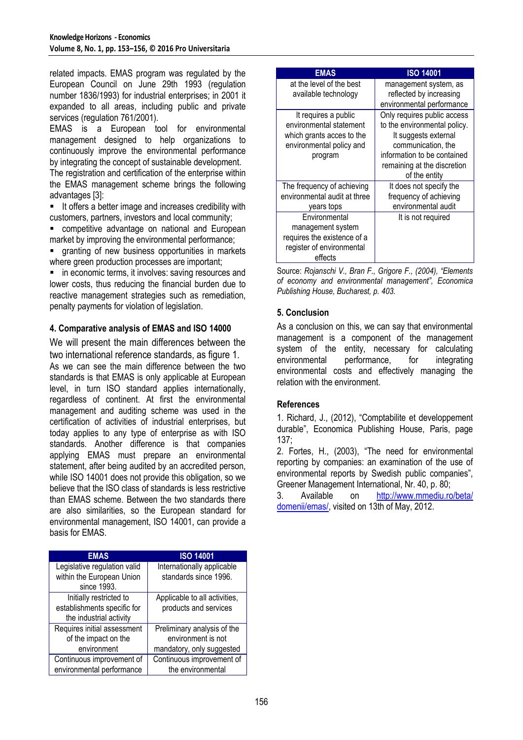related impacts. EMAS program was regulated by the European Council on June 29th 1993 (regulation number 1836/1993) for industrial enterprises; in 2001 it expanded to all areas, including public and private services (regulation 761/2001).

EMAS is a European tool for environmental management designed to help organizations to continuously improve the environmental performance by integrating the concept of sustainable development.

The registration and certification of the enterprise within the EMAS management scheme brings the following advantages [3]:

- It offers a better image and increases credibility with customers, partners, investors and local community;
- competitive advantage on national and European market by improving the environmental performance;
- granting of new business opportunities in markets where green production processes are important;
- in economic terms, it involves: saving resources and lower costs, thus reducing the financial burden due to reactive management strategies such as remediation, penalty payments for violation of legislation.

## 4. Comparative analysis of EMAS and ISO 14000

We will present the main differences between the two international reference standards, as figure 1.

As we can see the main difference between the two standards is that EMAS is only applicable at European level, in turn ISO standard applies internationally, regardless of continent. At first the environmental management and auditing scheme was used in the certification of activities of industrial enterprises, but today applies to any type of enterprise as with ISO standards. Another difference is that companies applying EMAS must prepare an environmental statement, after being audited by an accredited person, while ISO 14001 does not provide this obligation, so we believe that the ISO class of standards is less restrictive than EMAS scheme. Between the two standards there are also similarities, so the European standard for environmental management, ISO 14001, can provide a basis for EMAS.

| EMAS | ISO 14001 |
|---|---|
| Legislative regulation valid within the European Union since 1993. | Internationally applicable standards since 1996. |
| Initially restricted to establishments specific for the industrial activity | Applicable to all activities, products and services |
| Requires initial assessment of the impact on the environment | Preliminary analysis of the environment is not mandatory, only suggested |
| Continuous improvement of environmental performance at the level of the best available technology | Continuous improvement of the environmental management system, as reflected by increasing environmental performance |
| It requires a public environmental statement which grants acces to the environmental policy and program | Only requires public access to the environmental policy. It suggests external communication, the information to be contained remaining at the discretion of the entity |
| The frequency of achieving environmental audit at three years tops | It does not specify the frequency of achieving environmental audit |
| Environmental management system requires the existence of a register of environmental effects | It is not required |

Source: Rojanschi V., Bran F., Grigore F., (2004), *"Elements of economy and environmental management", Economica Publishing House, Bucharest, p. 403.*

## 5. Conclusion

As a conclusion on this, we can say that environmental management is a component of the management system of the entity, necessary for calculating environmental performance, for integrating environmental costs and effectively managing the relation with the environment.

## References

1. Richard, J., (2012), "Comptabilite et developpement durable", Economica Publishing House, Paris, page 137;
2. Fortes, H., (2003), "The need for environmental reporting by companies: an examination of the use of environmental reports by Swedish public companies", Greener Management International, Nr. 40, p. 80;
3. Available on http://www.mmediu.ro/beta/domenii/emas/, visited on 13th of May, 2012.